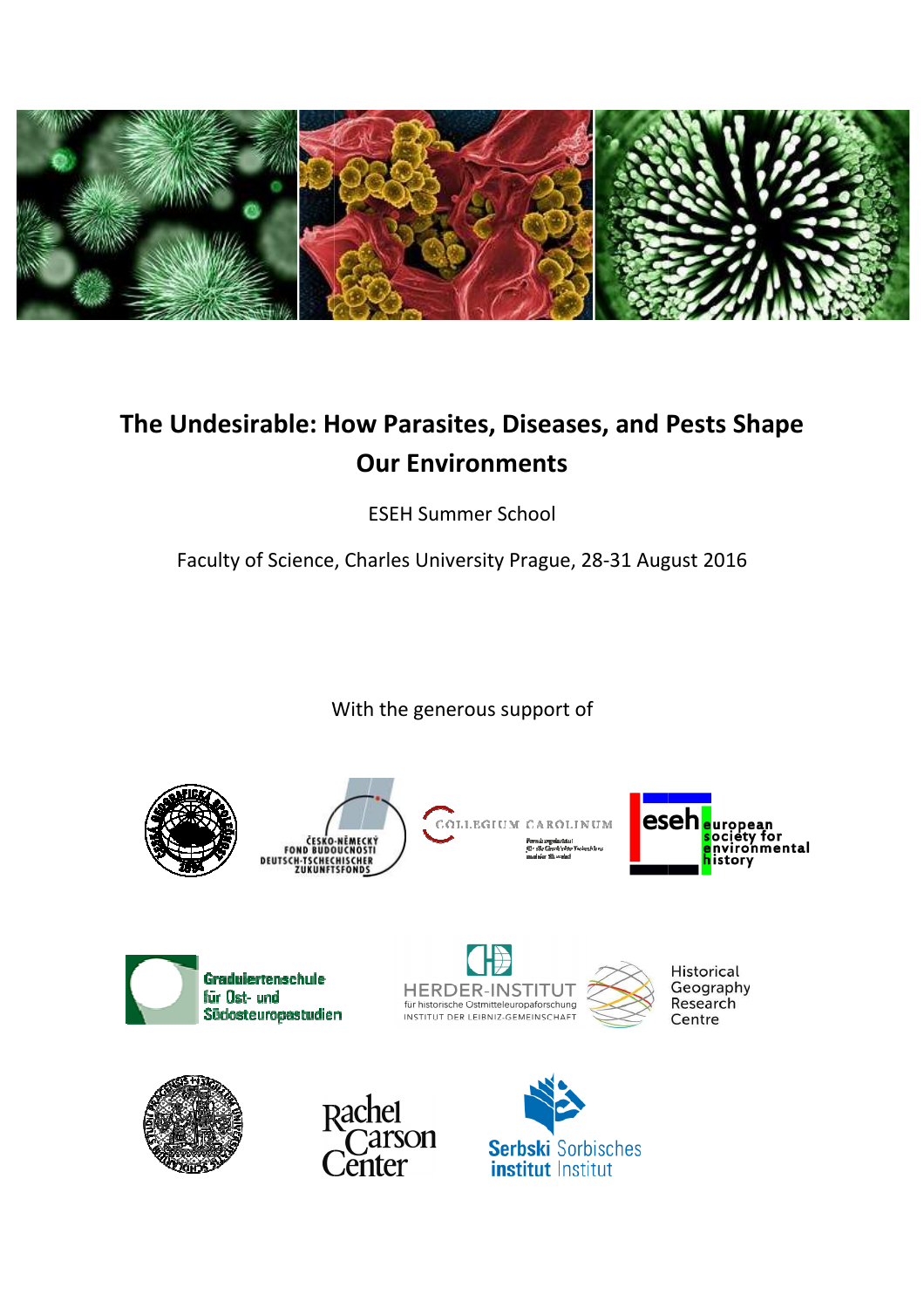# The Undesirable: How Parasites, Diseases, and Pests Shape Our Environments

ESEH Summer School

Faculty of Science, Charles University Prague, 28-31 August 2016

With the generous support of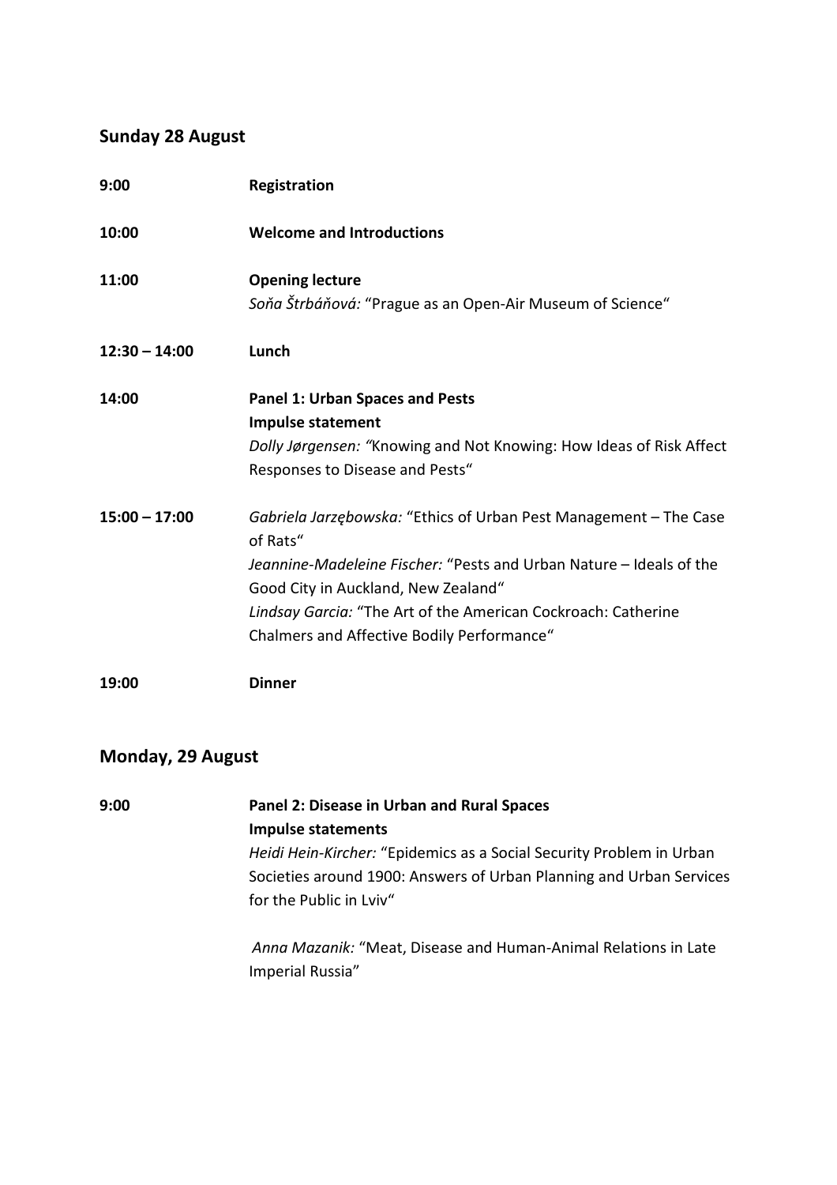## Sunday 28 August

| | |
|---|---|
| 9:00 | **Registration** |
| 10:00 | **Welcome and Introductions** |
| 11:00 | **Opening lecture**<br>*Soňa Štrbáňová:* “Prague as an Open-Air Museum of Science“ |
| 12:30 – 14:00 | **Lunch** |
| 14:00 | **Panel 1: Urban Spaces and Pests**<br>**Impulse statement**<br>*Dolly Jørgensen: “*Knowing and Not Knowing: How Ideas of Risk Affect Responses to Disease and Pests“ |
| 15:00 – 17:00 | *Gabriela Jarzębowska:* “Ethics of Urban Pest Management – The Case of Rats“<br>*Jeannine-Madeleine Fischer:* “Pests and Urban Nature – Ideals of the Good City in Auckland, New Zealand“<br>*Lindsay Garcia:* “The Art of the American Cockroach: Catherine Chalmers and Affective Bodily Performance“ |
| 19:00 | **Dinner** |

## Monday, 29 August

| | |
|---|---|
| 9:00 | **Panel 2: Disease in Urban and Rural Spaces**<br>**Impulse statements**<br>*Heidi Hein-Kircher:* “Epidemics as a Social Security Problem in Urban Societies around 1900: Answers of Urban Planning and Urban Services for the Public in Lviv“<br><br>*Anna Mazanik:* “Meat, Disease and Human-Animal Relations in Late Imperial Russia” |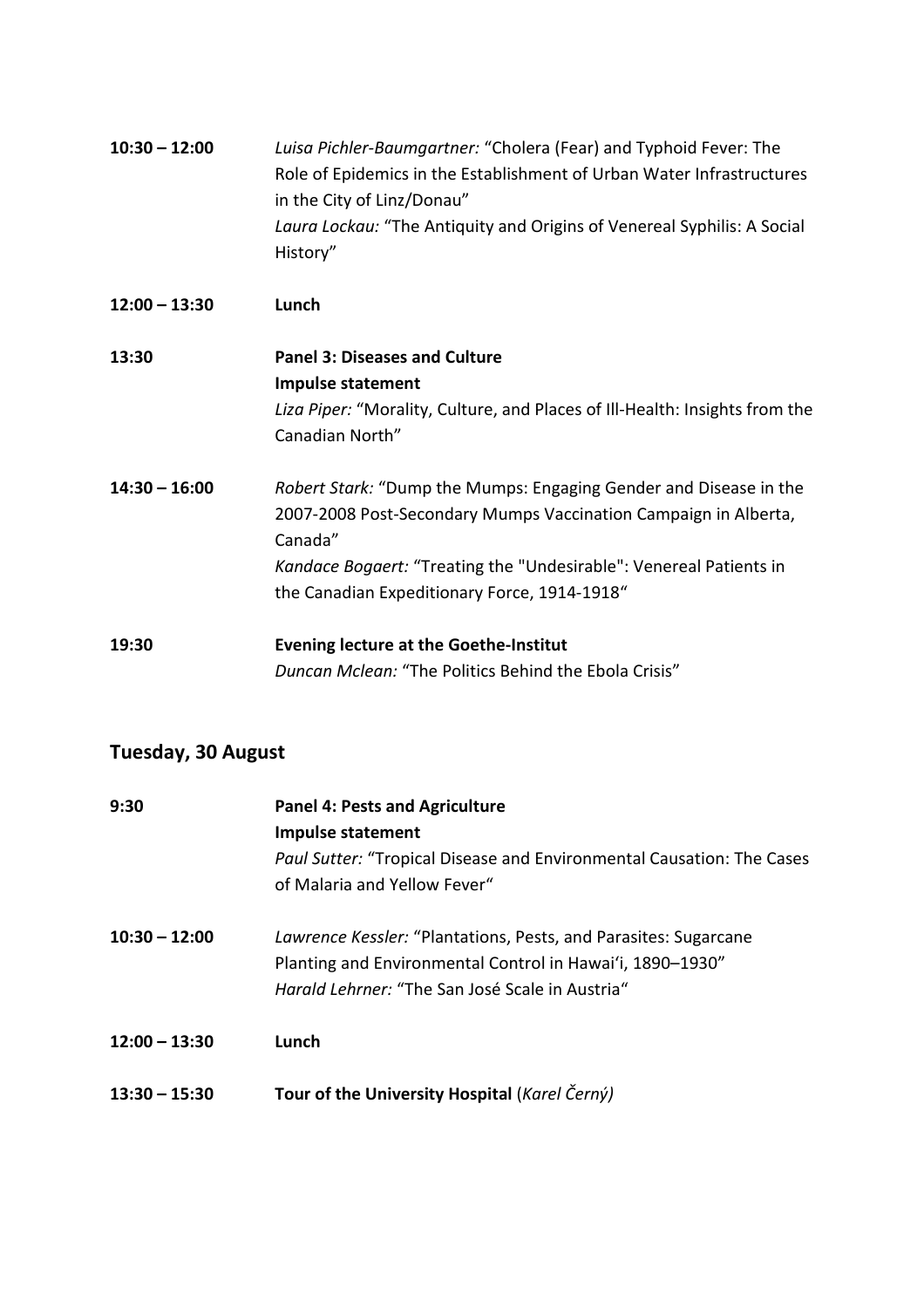**10:30 – 12:00** *Luisa Pichler-Baumgartner:* “Cholera (Fear) and Typhoid Fever: The Role of Epidemics in the Establishment of Urban Water Infrastructures in the City of Linz/Donau”
*Laura Lockau:* “The Antiquity and Origins of Venereal Syphilis: A Social History”

**12:00 – 13:30** **Lunch**

**13:30** **Panel 3: Diseases and Culture**
**Impulse statement**
*Liza Piper:* “Morality, Culture, and Places of Ill-Health: Insights from the Canadian North”

**14:30 – 16:00** *Robert Stark:* “Dump the Mumps: Engaging Gender and Disease in the 2007-2008 Post-Secondary Mumps Vaccination Campaign in Alberta, Canada”
*Kandace Bogaert:* “Treating the "Undesirable": Venereal Patients in the Canadian Expeditionary Force, 1914-1918“

**19:30** **Evening lecture at the Goethe-Institut**
*Duncan Mclean:* “The Politics Behind the Ebola Crisis”

## Tuesday, 30 August

**9:30** **Panel 4: Pests and Agriculture**
**Impulse statement**
*Paul Sutter:* “Tropical Disease and Environmental Causation: The Cases of Malaria and Yellow Fever“

**10:30 – 12:00** *Lawrence Kessler:* “Plantations, Pests, and Parasites: Sugarcane Planting and Environmental Control in Hawai‘i, 1890–1930”
*Harald Lehrner:* “The San José Scale in Austria“

**12:00 – 13:30** **Lunch**

**13:30 – 15:30** **Tour of the University Hospital** (*Karel Černý)*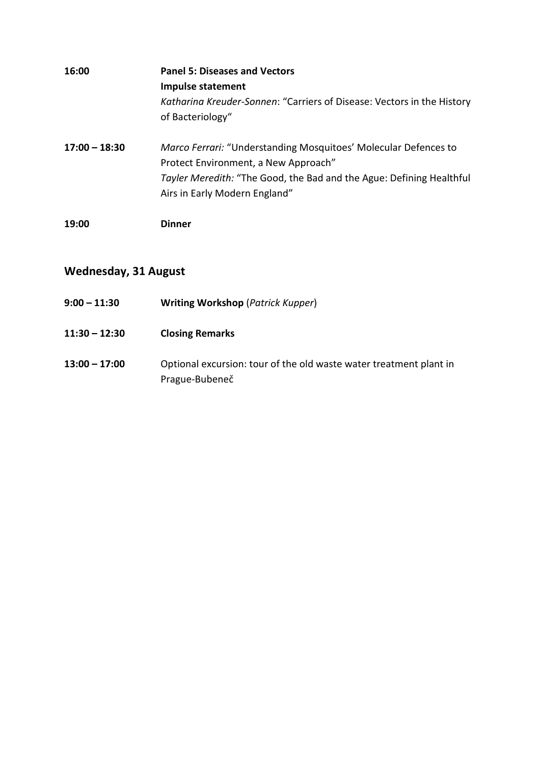**16:00** **Panel 5: Diseases and Vectors**

**Impulse statement**

*Katharina Kreuder-Sonnen*: "Carriers of Disease: Vectors in the History of Bacteriology"

**17:00 – 18:30** *Marco Ferrari:* "Understanding Mosquitoes' Molecular Defences to Protect Environment, a New Approach"

*Tayler Meredith:* "The Good, the Bad and the Ague: Defining Healthful Airs in Early Modern England"

**19:00** **Dinner**

## Wednesday, 31 August

**9:00 – 11:30** **Writing Workshop** (*Patrick Kupper*)

**11:30 – 12:30** **Closing Remarks**

**13:00 – 17:00** Optional excursion: tour of the old waste water treatment plant in Prague-Bubeneč